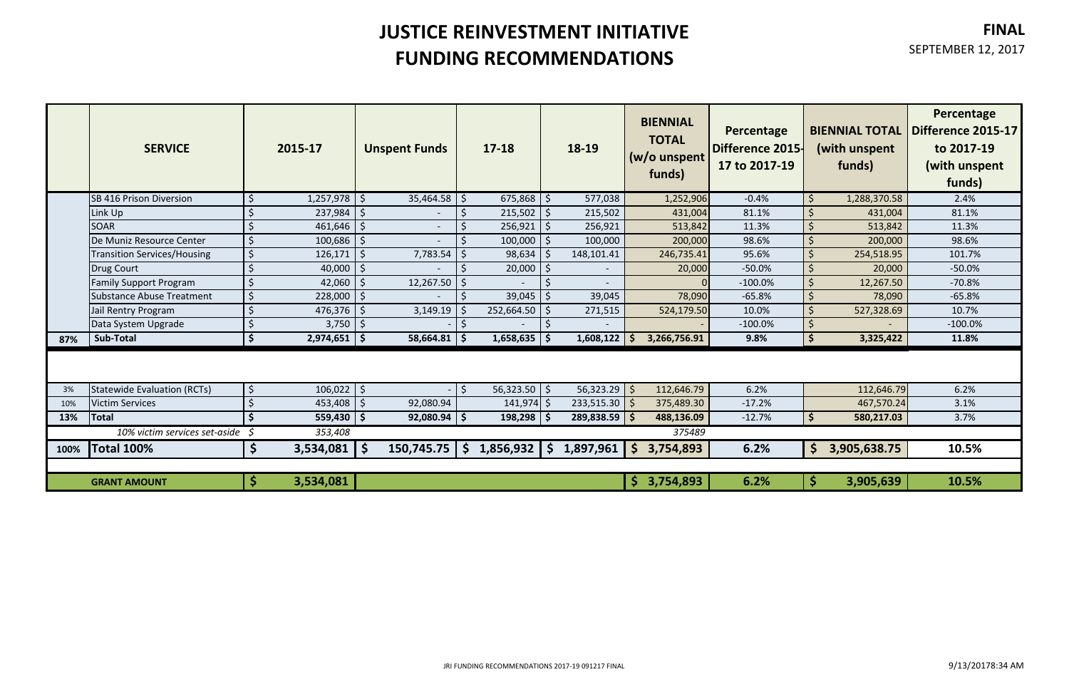# JUSTICE REINVESTMENT INITIATIVE FUNDING RECOMMENDATIONS

**FINAL**
SEPTEMBER 12, 2017

| | SERVICE | 2015-17 | Unspent Funds | 17-18 | 18-19 | BIENNIAL TOTAL (w/o unspent funds) | Percentage Difference 2015-17 to 2017-19 | BIENNIAL TOTAL (with unspent funds) | Percentage Difference 2015-17 to 2017-19 (with unspent funds) |
|---|---|---|---|---|---|---|---|---|---|
| | SB 416 Prison Diversion | $ 1,257,978 | $ 35,464.58 | $ 675,868 | $ 577,038 | 1,252,906 | -0.4% | $ 1,288,370.58 | 2.4% |
| | Link Up | $ 237,984 | $ - | $ 215,502 | $ 215,502 | 431,004 | 81.1% | $ 431,004 | 81.1% |
| | SOAR | $ 461,646 | $ - | $ 256,921 | $ 256,921 | 513,842 | 11.3% | $ 513,842 | 11.3% |
| | De Muniz Resource Center | $ 100,686 | $ - | $ 100,000 | $ 100,000 | 200,000 | 98.6% | $ 200,000 | 98.6% |
| | Transition Services/Housing | $ 126,171 | $ 7,783.54 | $ 98,634 | $ 148,101.41 | 246,735.41 | 95.6% | $ 254,518.95 | 101.7% |
| | Drug Court | $ 40,000 | $ - | $ 20,000 | $ - | 20,000 | -50.0% | $ 20,000 | -50.0% |
| | Family Support Program | $ 42,060 | $ 12,267.50 | $ - | $ - | 0 | -100.0% | $ 12,267.50 | -70.8% |
| | Substance Abuse Treatment | $ 228,000 | $ - | $ 39,045 | $ 39,045 | 78,090 | -65.8% | $ 78,090 | -65.8% |
| | Jail Rentry Program | $ 476,376 | $ 3,149.19 | $ 252,664.50 | $ 271,515 | 524,179.50 | 10.0% | $ 527,328.69 | 10.7% |
| | Data System Upgrade | $ 3,750 | $ - | $ - | $ - | - | -100.0% | $ - | -100.0% |
| **87%** | **Sub-Total** | **$ 2,974,651** | **$ 58,664.81** | **$ 1,658,635** | **$ 1,608,122** | **$ 3,266,756.91** | **9.8%** | **$ 3,325,422** | **11.8%** |
| | | | | | | | | | |
| 3% | Statewide Evaluation (RCTs) | $ 106,022 | $ - | $ 56,323.50 | $ 56,323.29 | $ 112,646.79 | 6.2% | 112,646.79 | 6.2% |
| 10% | Victim Services | $ 453,408 | $ 92,080.94 | 141,974 | $ 233,515.30 | $ 375,489.30 | -17.2% | 467,570.24 | 3.1% |
| **13%** | **Total** | **$ 559,430** | **$ 92,080.94** | **$ 198,298** | **$ 289,838.59** | **$ 488,136.09** | **-12.7%** | **$ 580,217.03** | **3.7%** |
| | *10% victim services set-aside* | *$ 353,408* | | | | *375489* | | | |
| **100%** | **Total 100%** | **$ 3,534,081** | **$ 150,745.75** | **$ 1,856,932** | **$ 1,897,961** | **$ 3,754,893** | **6.2%** | **$ 3,905,638.75** | **10.5%** |
| | | | | | | | | | |
| | **GRANT AMOUNT** | **$ 3,534,081** | | | | **$ 3,754,893** | **6.2%** | **$ 3,905,639** | **10.5%** |

JRI FUNDING RECOMMENDATIONS 2017-19 091217 FINAL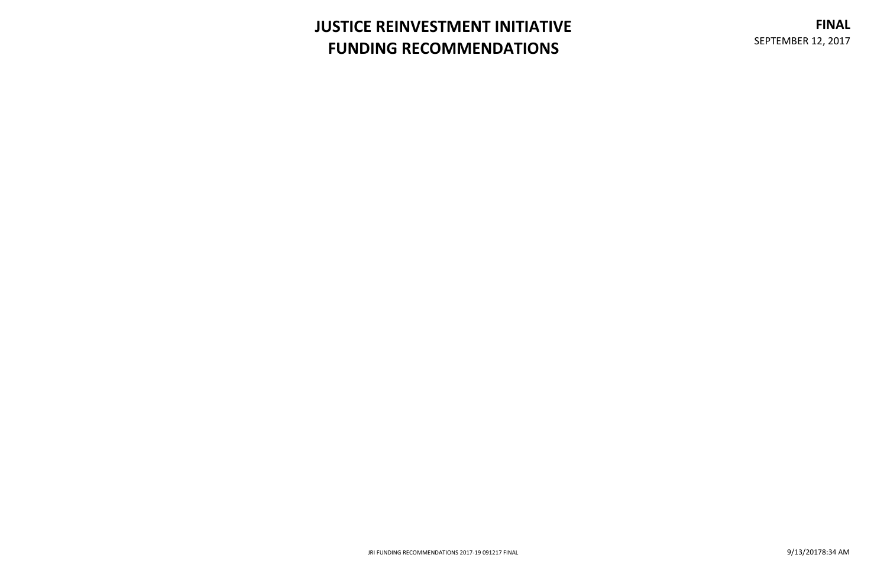# JUSTICE REINVESTMENT INITIATIVE FUNDING RECOMMENDATIONS

**FINAL**
SEPTEMBER 12, 2017